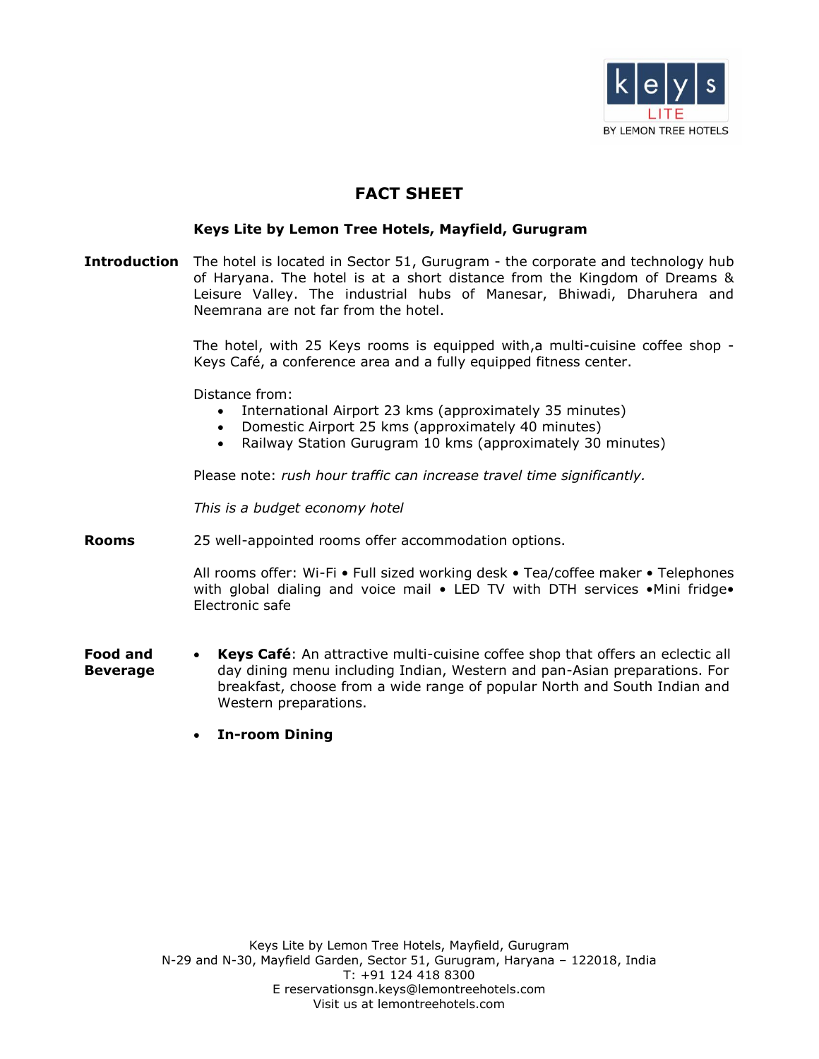keys LITE BY LEMON TREE HOTELS

# FACT SHEET

## Keys Lite by Lemon Tree Hotels, Mayfield, Gurugram

**Introduction**

The hotel is located in Sector 51, Gurugram - the corporate and technology hub of Haryana. The hotel is at a short distance from the Kingdom of Dreams & Leisure Valley. The industrial hubs of Manesar, Bhiwadi, Dharuhera and Neemrana are not far from the hotel.

The hotel, with 25 Keys rooms is equipped with,a multi-cuisine coffee shop - Keys Café, a conference area and a fully equipped fitness center.

Distance from:

- International Airport 23 kms (approximately 35 minutes)
- Domestic Airport 25 kms (approximately 40 minutes)
- Railway Station Gurugram 10 kms (approximately 30 minutes)

Please note: *rush hour traffic can increase travel time significantly.*

*This is a budget economy hotel*

**Rooms**

25 well-appointed rooms offer accommodation options.

All rooms offer: Wi-Fi • Full sized working desk • Tea/coffee maker • Telephones with global dialing and voice mail • LED TV with DTH services •Mini fridge• Electronic safe

**Food and Beverage**

- **Keys Café**: An attractive multi-cuisine coffee shop that offers an eclectic all day dining menu including Indian, Western and pan-Asian preparations. For breakfast, choose from a wide range of popular North and South Indian and Western preparations.
- **In-room Dining**

Keys Lite by Lemon Tree Hotels, Mayfield, Gurugram
N-29 and N-30, Mayfield Garden, Sector 51, Gurugram, Haryana – 122018, India
T: +91 124 418 8300
E reservationsgn.keys@lemontreehotels.com
Visit us at lemontreehotels.com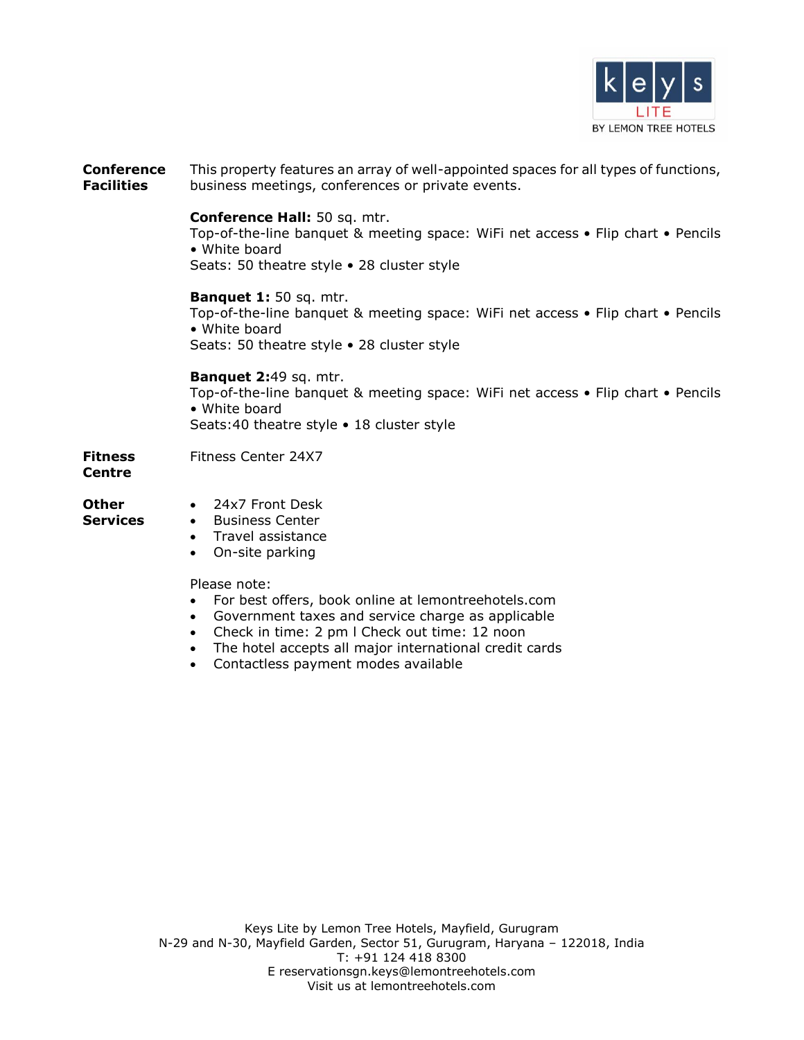**Conference Facilities**

This property features an array of well-appointed spaces for all types of functions, business meetings, conferences or private events.

**Conference Hall:** 50 sq. mtr.
Top-of-the-line banquet & meeting space: WiFi net access • Flip chart • Pencils • White board
Seats: 50 theatre style • 28 cluster style

**Banquet 1:** 50 sq. mtr.
Top-of-the-line banquet & meeting space: WiFi net access • Flip chart • Pencils • White board
Seats: 50 theatre style • 28 cluster style

**Banquet 2:**49 sq. mtr.
Top-of-the-line banquet & meeting space: WiFi net access • Flip chart • Pencils • White board
Seats:40 theatre style • 18 cluster style

**Fitness Centre**

Fitness Center 24X7

**Other Services**

- 24x7 Front Desk
- Business Center
- Travel assistance
- On-site parking

Please note:

- For best offers, book online at lemontreehotels.com
- Government taxes and service charge as applicable
- Check in time: 2 pm l Check out time: 12 noon
- The hotel accepts all major international credit cards
- Contactless payment modes available

Keys Lite by Lemon Tree Hotels, Mayfield, Gurugram
N-29 and N-30, Mayfield Garden, Sector 51, Gurugram, Haryana – 122018, India
T: +91 124 418 8300
E reservationsgn.keys@lemontreehotels.com
Visit us at lemontreehotels.com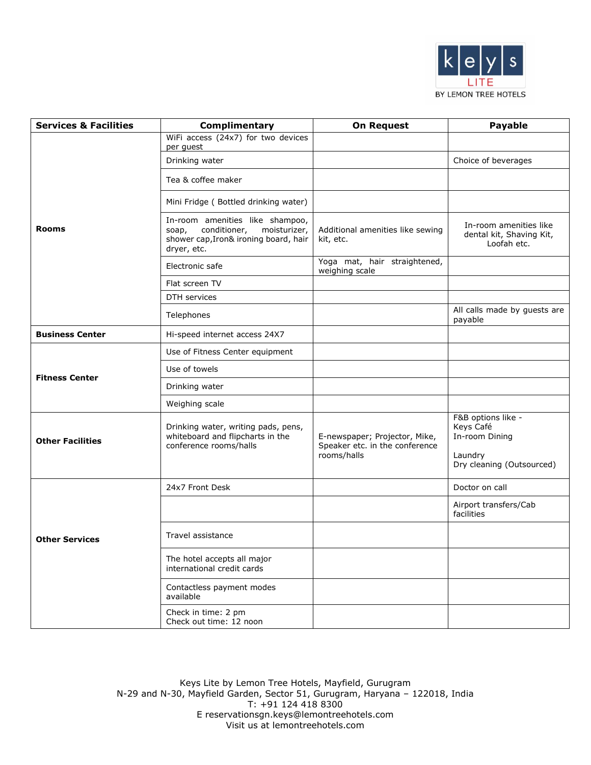| Services & Facilities | Complimentary | On Request | Payable |
|---|---|---|---|
| Rooms | WiFi access (24x7) for two devices per guest | | |
| | Drinking water | | Choice of beverages |
| | Tea & coffee maker | | |
| | Mini Fridge ( Bottled drinking water) | | |
| | In-room amenities like shampoo, soap, conditioner, moisturizer, shower cap,Iron& ironing board, hair dryer, etc. | Additional amenities like sewing kit, etc. | In-room amenities like dental kit, Shaving Kit, Loofah etc. |
| | Electronic safe | Yoga mat, hair straightened, weighing scale | |
| | Flat screen TV | | |
| | DTH services | | |
| | Telephones | | All calls made by guests are payable |
| Business Center | Hi-speed internet access 24X7 | | |
| Fitness Center | Use of Fitness Center equipment | | |
| | Use of towels | | |
| | Drinking water | | |
| | Weighing scale | | |
| Other Facilities | Drinking water, writing pads, pens, whiteboard and flipcharts in the conference rooms/halls | E-newspaper; Projector, Mike, Speaker etc. in the conference rooms/halls | F&B options like - Keys Café In-room Dining<br><br>Laundry<br>Dry cleaning (Outsourced) |
| Other Services | 24x7 Front Desk | | Doctor on call |
| | | | Airport transfers/Cab facilities |
| | Travel assistance | | |
| | The hotel accepts all major international credit cards | | |
| | Contactless payment modes available | | |
| | Check in time: 2 pm<br>Check out time: 12 noon | | |

Keys Lite by Lemon Tree Hotels, Mayfield, Gurugram
N-29 and N-30, Mayfield Garden, Sector 51, Gurugram, Haryana – 122018, India
T: +91 124 418 8300
E reservationsgn.keys@lemontreehotels.com
Visit us at lemontreehotels.com